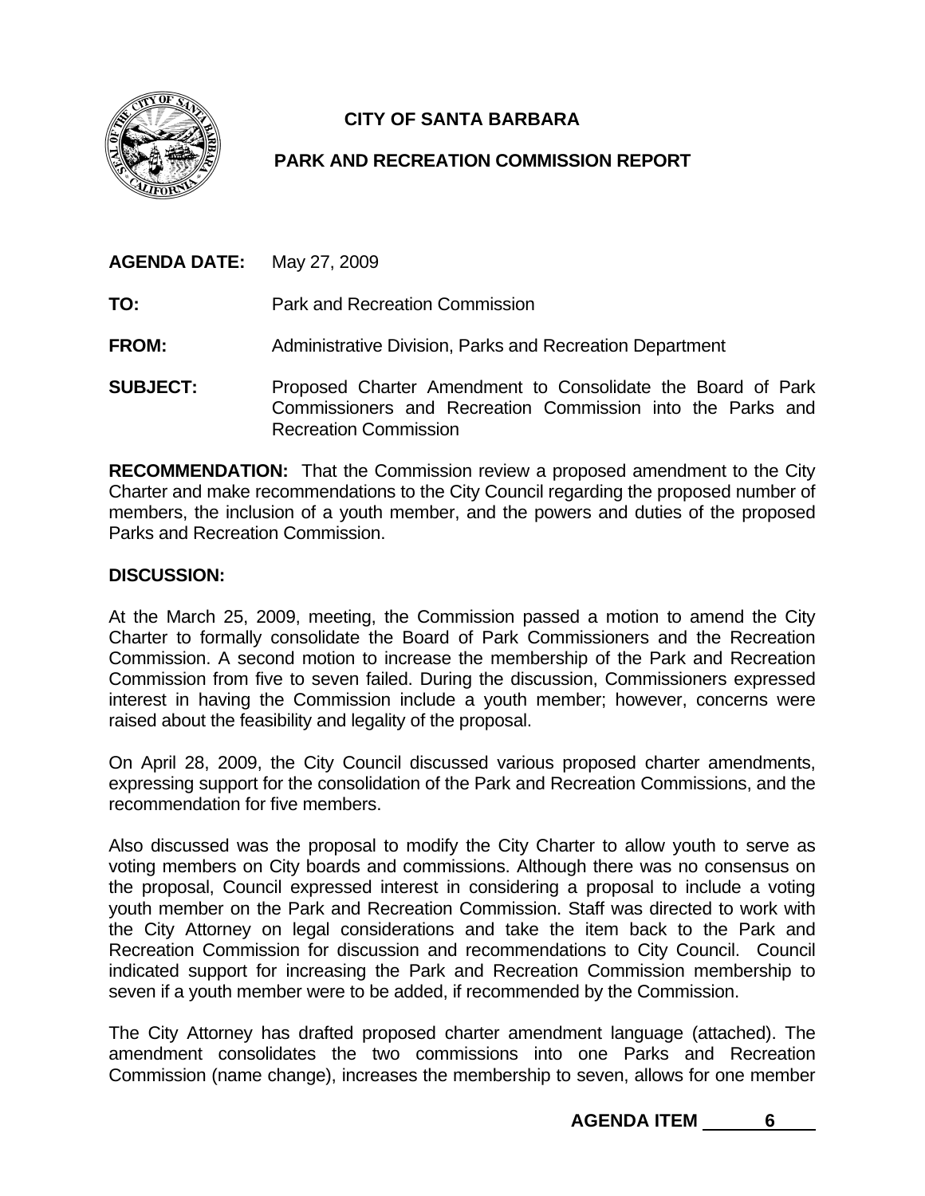# CITY OF SANTA BARBARA

## PARK AND RECREATION COMMISSION REPORT

**AGENDA DATE:** May 27, 2009

**TO:** Park and Recreation Commission

**FROM:** Administrative Division, Parks and Recreation Department

**SUBJECT:** Proposed Charter Amendment to Consolidate the Board of Park Commissioners and Recreation Commission into the Parks and Recreation Commission

**RECOMMENDATION:** That the Commission review a proposed amendment to the City Charter and make recommendations to the City Council regarding the proposed number of members, the inclusion of a youth member, and the powers and duties of the proposed Parks and Recreation Commission.

**DISCUSSION:**

At the March 25, 2009, meeting, the Commission passed a motion to amend the City Charter to formally consolidate the Board of Park Commissioners and the Recreation Commission. A second motion to increase the membership of the Park and Recreation Commission from five to seven failed. During the discussion, Commissioners expressed interest in having the Commission include a youth member; however, concerns were raised about the feasibility and legality of the proposal.

On April 28, 2009, the City Council discussed various proposed charter amendments, expressing support for the consolidation of the Park and Recreation Commissions, and the recommendation for five members.

Also discussed was the proposal to modify the City Charter to allow youth to serve as voting members on City boards and commissions. Although there was no consensus on the proposal, Council expressed interest in considering a proposal to include a voting youth member on the Park and Recreation Commission. Staff was directed to work with the City Attorney on legal considerations and take the item back to the Park and Recreation Commission for discussion and recommendations to City Council. Council indicated support for increasing the Park and Recreation Commission membership to seven if a youth member were to be added, if recommended by the Commission.

The City Attorney has drafted proposed charter amendment language (attached). The amendment consolidates the two commissions into one Parks and Recreation Commission (name change), increases the membership to seven, allows for one member

**AGENDA ITEM 6**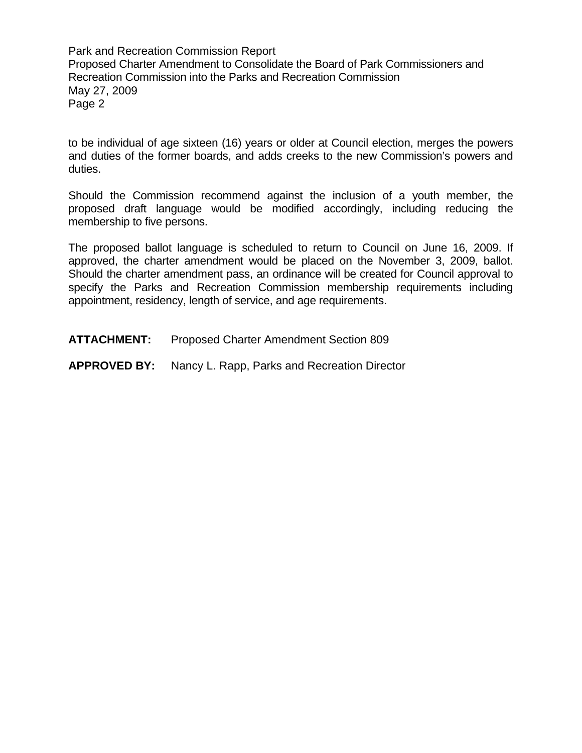to be individual of age sixteen (16) years or older at Council election, merges the powers and duties of the former boards, and adds creeks to the new Commission's powers and duties.

Should the Commission recommend against the inclusion of a youth member, the proposed draft language would be modified accordingly, including reducing the membership to five persons.

The proposed ballot language is scheduled to return to Council on June 16, 2009. If approved, the charter amendment would be placed on the November 3, 2009, ballot. Should the charter amendment pass, an ordinance will be created for Council approval to specify the Parks and Recreation Commission membership requirements including appointment, residency, length of service, and age requirements.

**ATTACHMENT:** Proposed Charter Amendment Section 809

**APPROVED BY:** Nancy L. Rapp, Parks and Recreation Director